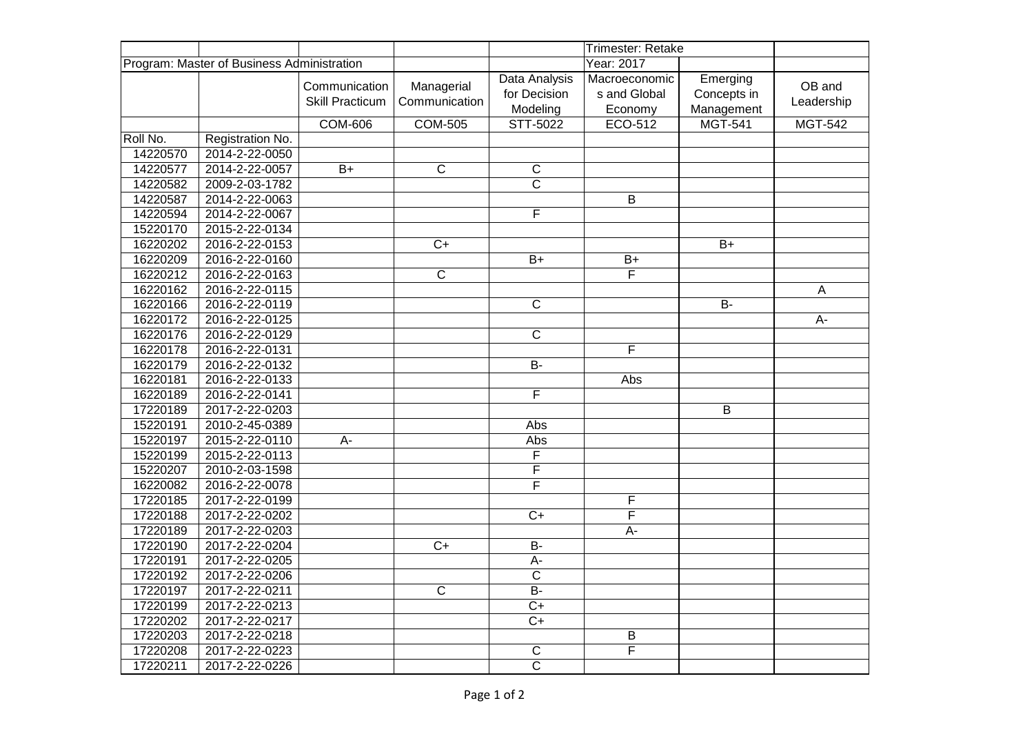| | | | | | Trimester: Retake | | |
|---|---|---|---|---|---|---|---|
| Program: Master of Business Administration | | | | | Year: 2017 | | |
| | | Communication Skill Practicum | Managerial Communication | Data Analysis for Decision Modeling | Macroeconomics and Global Economy | Emerging Concepts in Management | OB and Leadership |
| | | COM-606 | COM-505 | STT-5022 | ECO-512 | MGT-541 | MGT-542 |
| Roll No. | Registration No. | | | | | | |
| 14220570 | 2014-2-22-0050 | | | | | | |
| 14220577 | 2014-2-22-0057 | B+ | C | C | | | |
| 14220582 | 2009-2-03-1782 | | | C | | | |
| 14220587 | 2014-2-22-0063 | | | | B | | |
| 14220594 | 2014-2-22-0067 | | | F | | | |
| 15220170 | 2015-2-22-0134 | | | | | | |
| 16220202 | 2016-2-22-0153 | | C+ | | | B+ | |
| 16220209 | 2016-2-22-0160 | | | B+ | B+ | | |
| 16220212 | 2016-2-22-0163 | | C | | F | | |
| 16220162 | 2016-2-22-0115 | | | | | | A |
| 16220166 | 2016-2-22-0119 | | | C | | B- | |
| 16220172 | 2016-2-22-0125 | | | | | | A- |
| 16220176 | 2016-2-22-0129 | | | C | | | |
| 16220178 | 2016-2-22-0131 | | | | F | | |
| 16220179 | 2016-2-22-0132 | | | B- | | | |
| 16220181 | 2016-2-22-0133 | | | | Abs | | |
| 16220189 | 2016-2-22-0141 | | | F | | | |
| 17220189 | 2017-2-22-0203 | | | | | B | |
| 15220191 | 2010-2-45-0389 | | | Abs | | | |
| 15220197 | 2015-2-22-0110 | A- | | Abs | | | |
| 15220199 | 2015-2-22-0113 | | | F | | | |
| 15220207 | 2010-2-03-1598 | | | F | | | |
| 16220082 | 2016-2-22-0078 | | | F | | | |
| 17220185 | 2017-2-22-0199 | | | | F | | |
| 17220188 | 2017-2-22-0202 | | | C+ | F | | |
| 17220189 | 2017-2-22-0203 | | | | A- | | |
| 17220190 | 2017-2-22-0204 | | C+ | B- | | | |
| 17220191 | 2017-2-22-0205 | | | A- | | | |
| 17220192 | 2017-2-22-0206 | | | C | | | |
| 17220197 | 2017-2-22-0211 | | C | B- | | | |
| 17220199 | 2017-2-22-0213 | | | C+ | | | |
| 17220202 | 2017-2-22-0217 | | | C+ | | | |
| 17220203 | 2017-2-22-0218 | | | | B | | |
| 17220208 | 2017-2-22-0223 | | | C | F | | |
| 17220211 | 2017-2-22-0226 | | | C | | | |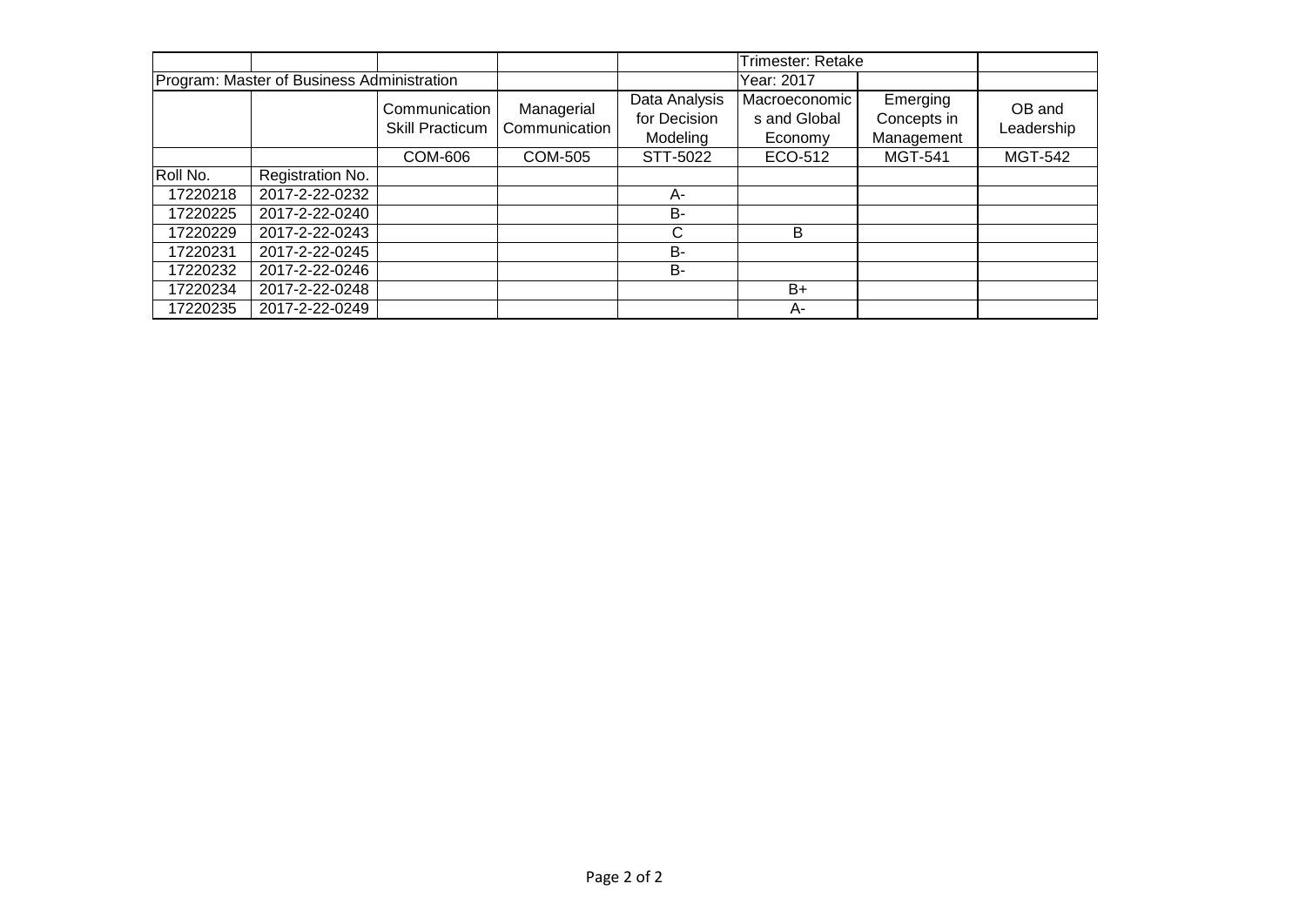| | | | | | | | |
|---|---|---|---|---|---|---|---|
| | | | | | Trimester: Retake | | |
| Program: Master of Business Administration | | | | | Year: 2017 | | |
| | | Communication Skill Practicum | Managerial Communication | Data Analysis for Decision Modeling | Macroeconomics and Global Economy | Emerging Concepts in Management | OB and Leadership |
| | | COM-606 | COM-505 | STT-5022 | ECO-512 | MGT-541 | MGT-542 |
| Roll No. | Registration No. | | | | | | |
| 17220218 | 2017-2-22-0232 | | | A- | | | |
| 17220225 | 2017-2-22-0240 | | | B- | | | |
| 17220229 | 2017-2-22-0243 | | | C | B | | |
| 17220231 | 2017-2-22-0245 | | | B- | | | |
| 17220232 | 2017-2-22-0246 | | | B- | | | |
| 17220234 | 2017-2-22-0248 | | | | B+ | | |
| 17220235 | 2017-2-22-0249 | | | | A- | | |